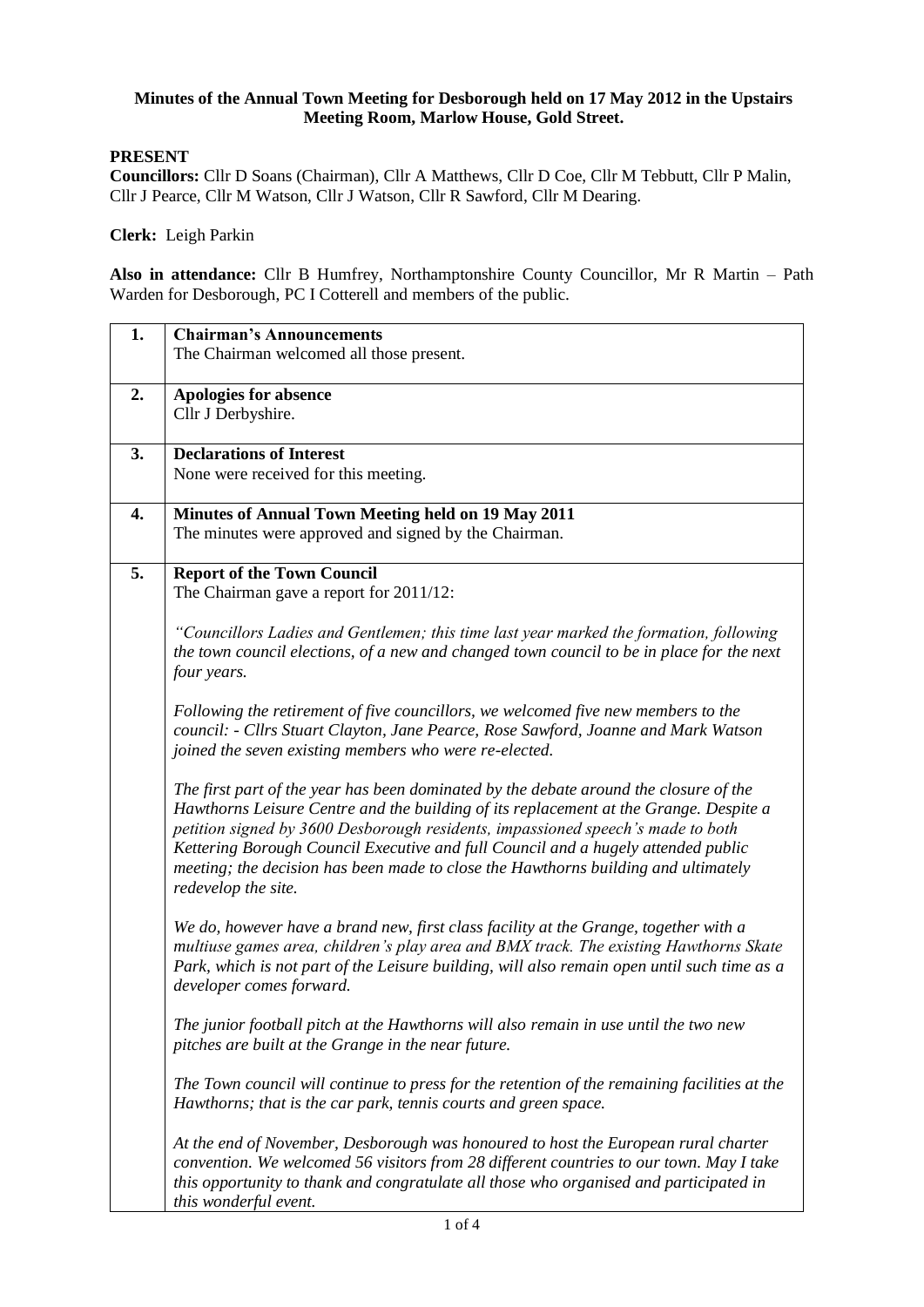**Minutes of the Annual Town Meeting for Desborough held on 17 May 2012 in the Upstairs Meeting Room, Marlow House, Gold Street.**

**PRESENT**

**Councillors:** Cllr D Soans (Chairman), Cllr A Matthews, Cllr D Coe, Cllr M Tebbutt, Cllr P Malin, Cllr J Pearce, Cllr M Watson, Cllr J Watson, Cllr R Sawford, Cllr M Dearing.

**Clerk:** Leigh Parkin

**Also in attendance:** Cllr B Humfrey, Northamptonshire County Councillor, Mr R Martin – Path Warden for Desborough, PC I Cotterell and members of the public.

| | |
|---|---|
| **1.** | **Chairman's Announcements**<br>The Chairman welcomed all those present. |
| **2.** | **Apologies for absence**<br>Cllr J Derbyshire. |
| **3.** | **Declarations of Interest**<br>None were received for this meeting. |
| **4.** | **Minutes of Annual Town Meeting held on 19 May 2011**<br>The minutes were approved and signed by the Chairman. |
| **5.** | **Report of the Town Council**<br>The Chairman gave a report for 2011/12:<br><br>*"Councillors Ladies and Gentlemen; this time last year marked the formation, following the town council elections, of a new and changed town council to be in place for the next four years.*<br><br>*Following the retirement of five councillors, we welcomed five new members to the council: - Cllrs Stuart Clayton, Jane Pearce, Rose Sawford, Joanne and Mark Watson joined the seven existing members who were re-elected.*<br><br>*The first part of the year has been dominated by the debate around the closure of the Hawthorns Leisure Centre and the building of its replacement at the Grange. Despite a petition signed by 3600 Desborough residents, impassioned speech's made to both Kettering Borough Council Executive and full Council and a hugely attended public meeting; the decision has been made to close the Hawthorns building and ultimately redevelop the site.*<br><br>*We do, however have a brand new, first class facility at the Grange, together with a multiuse games area, children's play area and BMX track. The existing Hawthorns Skate Park, which is not part of the Leisure building, will also remain open until such time as a developer comes forward.*<br><br>*The junior football pitch at the Hawthorns will also remain in use until the two new pitches are built at the Grange in the near future.*<br><br>*The Town council will continue to press for the retention of the remaining facilities at the Hawthorns; that is the car park, tennis courts and green space.*<br><br>*At the end of November, Desborough was honoured to host the European rural charter convention. We welcomed 56 visitors from 28 different countries to our town. May I take this opportunity to thank and congratulate all those who organised and participated in this wonderful event.* |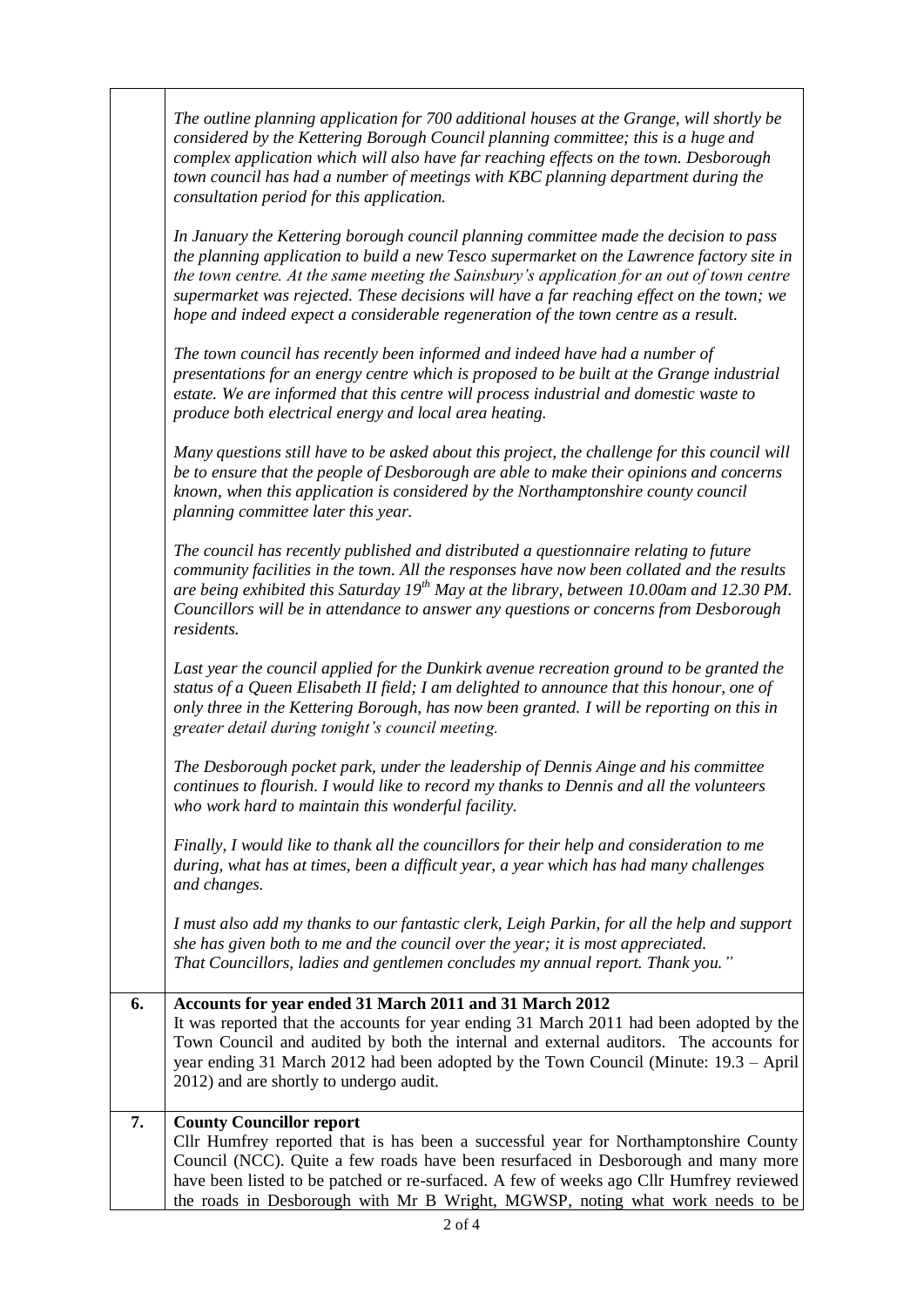| | |
|---|---|
| | *The outline planning application for 700 additional houses at the Grange, will shortly be considered by the Kettering Borough Council planning committee; this is a huge and complex application which will also have far reaching effects on the town. Desborough town council has had a number of meetings with KBC planning department during the consultation period for this application.*<br><br>*In January the Kettering borough council planning committee made the decision to pass the planning application to build a new Tesco supermarket on the Lawrence factory site in the town centre. At the same meeting the Sainsbury's application for an out of town centre supermarket was rejected. These decisions will have a far reaching effect on the town; we hope and indeed expect a considerable regeneration of the town centre as a result.*<br><br>*The town council has recently been informed and indeed have had a number of presentations for an energy centre which is proposed to be built at the Grange industrial estate. We are informed that this centre will process industrial and domestic waste to produce both electrical energy and local area heating.*<br><br>*Many questions still have to be asked about this project, the challenge for this council will be to ensure that the people of Desborough are able to make their opinions and concerns known, when this application is considered by the Northamptonshire county council planning committee later this year.*<br><br>*The council has recently published and distributed a questionnaire relating to future community facilities in the town. All the responses have now been collated and the results are being exhibited this Saturday 19th May at the library, between 10.00am and 12.30 PM. Councillors will be in attendance to answer any questions or concerns from Desborough residents.*<br><br>*Last year the council applied for the Dunkirk avenue recreation ground to be granted the status of a Queen Elisabeth II field; I am delighted to announce that this honour, one of only three in the Kettering Borough, has now been granted. I will be reporting on this in greater detail during tonight's council meeting.*<br><br>*The Desborough pocket park, under the leadership of Dennis Ainge and his committee continues to flourish. I would like to record my thanks to Dennis and all the volunteers who work hard to maintain this wonderful facility.*<br><br>*Finally, I would like to thank all the councillors for their help and consideration to me during, what has at times, been a difficult year, a year which has had many challenges and changes.*<br><br>*I must also add my thanks to our fantastic clerk, Leigh Parkin, for all the help and support she has given both to me and the council over the year; it is most appreciated. That Councillors, ladies and gentlemen concludes my annual report. Thank you."* |
| **6.** | **Accounts for year ended 31 March 2011 and 31 March 2012**<br>It was reported that the accounts for year ending 31 March 2011 had been adopted by the Town Council and audited by both the internal and external auditors. The accounts for year ending 31 March 2012 had been adopted by the Town Council (Minute: 19.3 – April 2012) and are shortly to undergo audit. |
| **7.** | **County Councillor report**<br>Cllr Humfrey reported that is has been a successful year for Northamptonshire County Council (NCC). Quite a few roads have been resurfaced in Desborough and many more have been listed to be patched or re-surfaced. A few of weeks ago Cllr Humfrey reviewed the roads in Desborough with Mr B Wright, MGWSP, noting what work needs to be |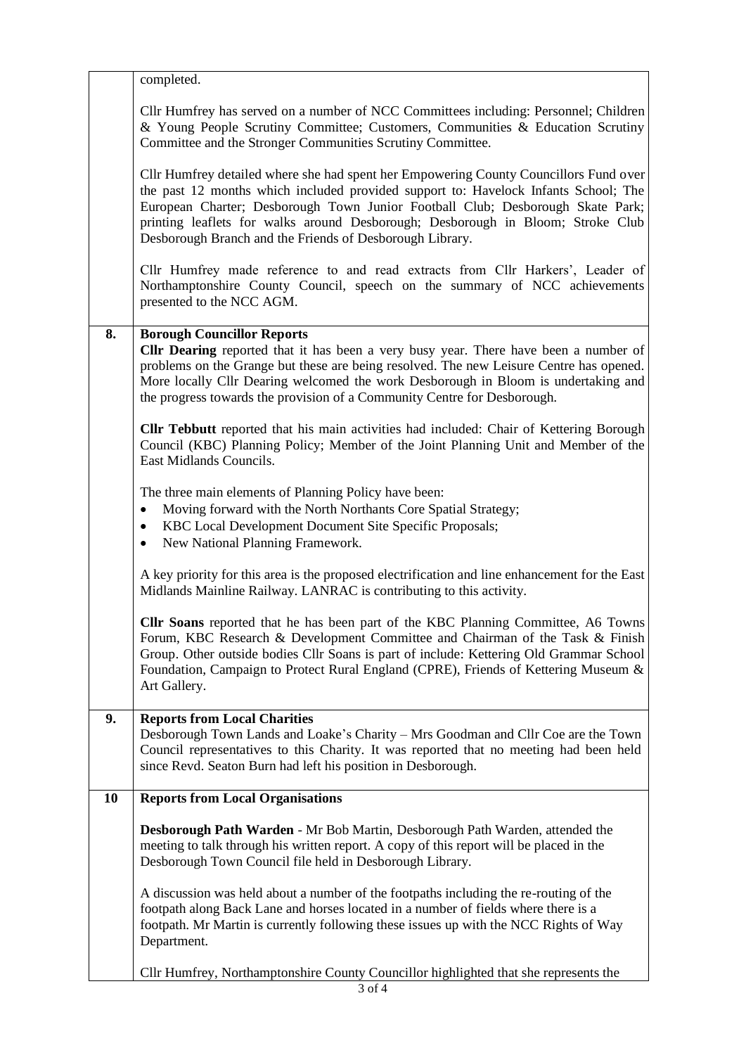| | |
|---|---|
| | completed.<br><br>Cllr Humfrey has served on a number of NCC Committees including: Personnel; Children & Young People Scrutiny Committee; Customers, Communities & Education Scrutiny Committee and the Stronger Communities Scrutiny Committee.<br><br>Cllr Humfrey detailed where she had spent her Empowering County Councillors Fund over the past 12 months which included provided support to: Havelock Infants School; The European Charter; Desborough Town Junior Football Club; Desborough Skate Park; printing leaflets for walks around Desborough; Desborough in Bloom; Stroke Club Desborough Branch and the Friends of Desborough Library.<br><br>Cllr Humfrey made reference to and read extracts from Cllr Harkers', Leader of Northamptonshire County Council, speech on the summary of NCC achievements presented to the NCC AGM. |
| **8.** | **Borough Councillor Reports**<br>**Cllr Dearing** reported that it has been a very busy year. There have been a number of problems on the Grange but these are being resolved. The new Leisure Centre has opened. More locally Cllr Dearing welcomed the work Desborough in Bloom is undertaking and the progress towards the provision of a Community Centre for Desborough.<br><br>**Cllr Tebbutt** reported that his main activities had included: Chair of Kettering Borough Council (KBC) Planning Policy; Member of the Joint Planning Unit and Member of the East Midlands Councils.<br><br>The three main elements of Planning Policy have been:<br>• Moving forward with the North Northants Core Spatial Strategy;<br>• KBC Local Development Document Site Specific Proposals;<br>• New National Planning Framework.<br><br>A key priority for this area is the proposed electrification and line enhancement for the East Midlands Mainline Railway. LANRAC is contributing to this activity.<br><br>**Cllr Soans** reported that he has been part of the KBC Planning Committee, A6 Towns Forum, KBC Research & Development Committee and Chairman of the Task & Finish Group. Other outside bodies Cllr Soans is part of include: Kettering Old Grammar School Foundation, Campaign to Protect Rural England (CPRE), Friends of Kettering Museum & Art Gallery. |
| **9.** | **Reports from Local Charities**<br>Desborough Town Lands and Loake's Charity – Mrs Goodman and Cllr Coe are the Town Council representatives to this Charity. It was reported that no meeting had been held since Revd. Seaton Burn had left his position in Desborough. |
| **10** | **Reports from Local Organisations**<br><br>**Desborough Path Warden** - Mr Bob Martin, Desborough Path Warden, attended the meeting to talk through his written report. A copy of this report will be placed in the Desborough Town Council file held in Desborough Library.<br><br>A discussion was held about a number of the footpaths including the re-routing of the footpath along Back Lane and horses located in a number of fields where there is a footpath. Mr Martin is currently following these issues up with the NCC Rights of Way Department.<br><br>Cllr Humfrey, Northamptonshire County Councillor highlighted that she represents the |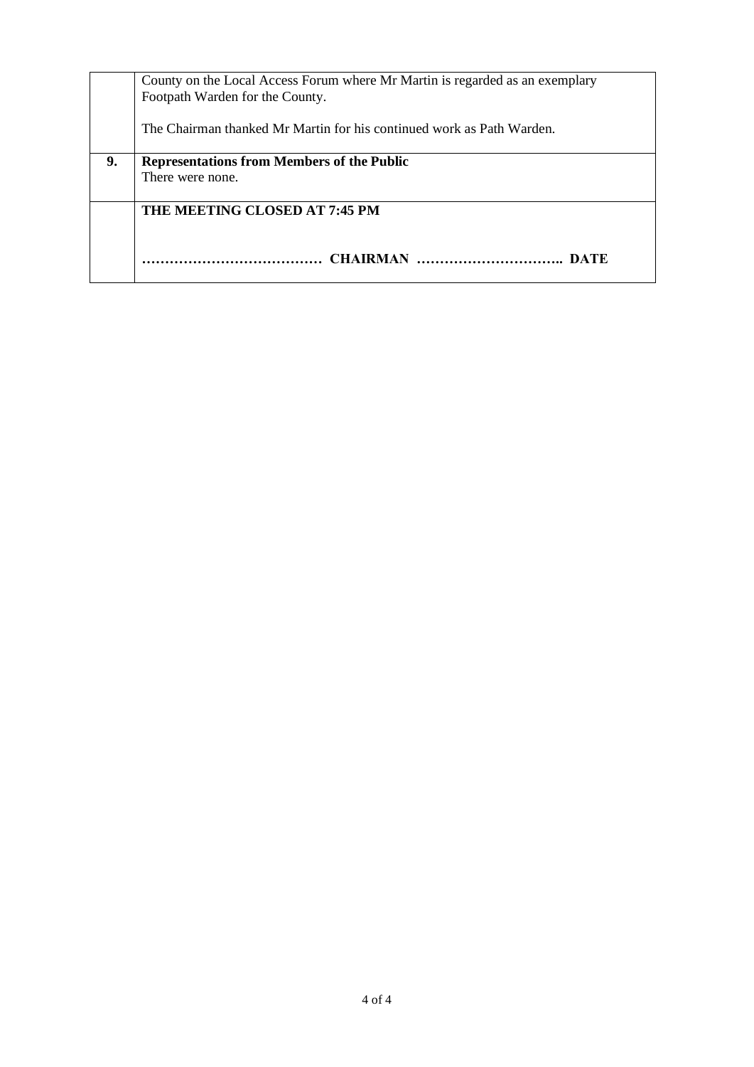| | |
|---|---|
| | County on the Local Access Forum where Mr Martin is regarded as an exemplary Footpath Warden for the County.<br><br>The Chairman thanked Mr Martin for his continued work as Path Warden. |
| **9.** | **Representations from Members of the Public**<br>There were none. |
| | **THE MEETING CLOSED AT 7:45 PM**<br><br>**………………………………… CHAIRMAN ………………………….. DATE** |